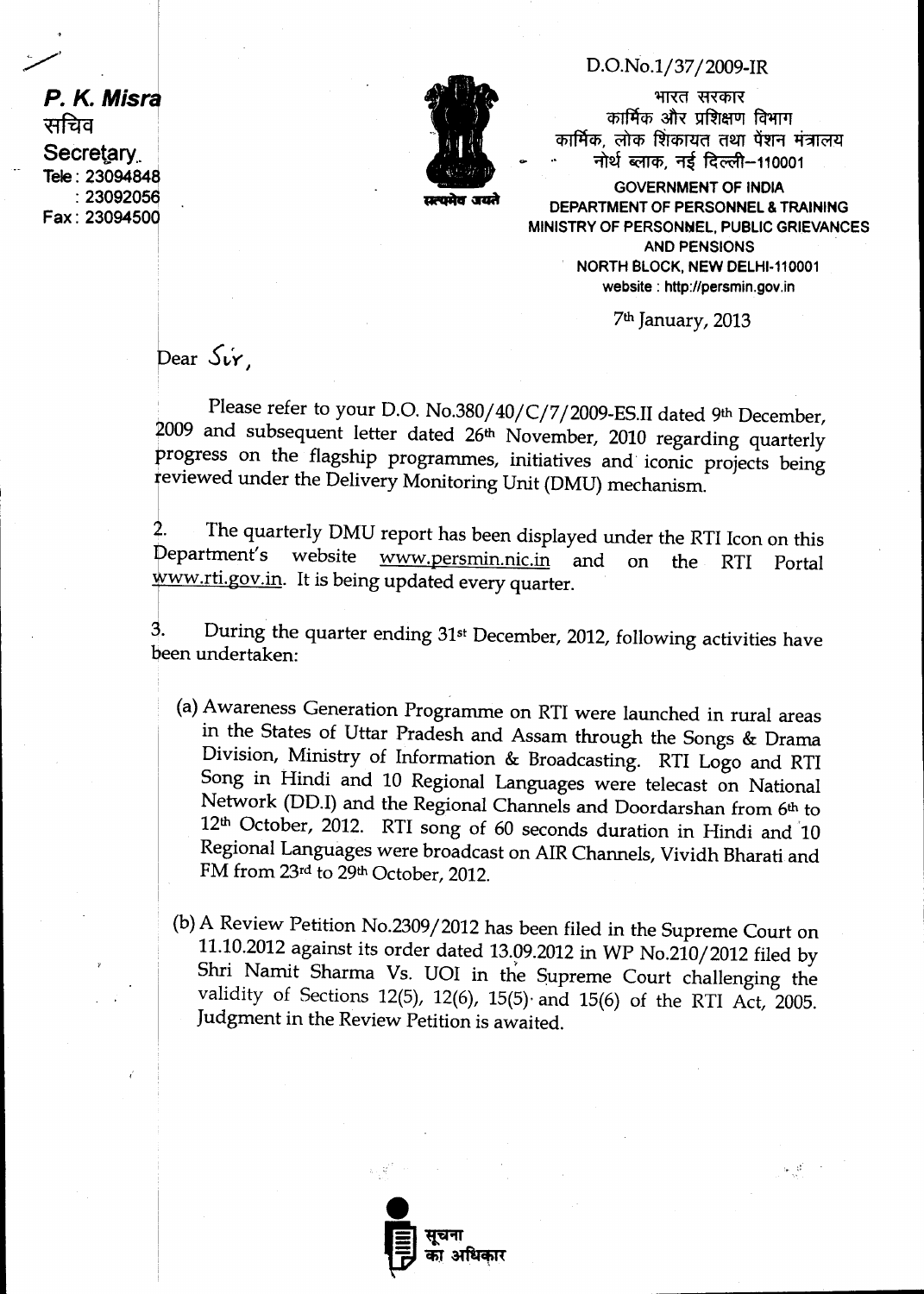D.O.No.1/37/2009-IR

**P. K. Misra**
सचिव
**Secretary**
Tele : 23094848
: 23092056
Fax : 23094500

भारत सरकार
कार्मिक और प्रशिक्षण विभाग
कार्मिक, लोक शिकायत तथा पेंशन मंत्रालय
नोर्थ ब्लाक, नई दिल्ली–110001

सत्यमेव जयते

**GOVERNMENT OF INDIA**
**DEPARTMENT OF PERSONNEL & TRAINING**
**MINISTRY OF PERSONNEL, PUBLIC GRIEVANCES AND PENSIONS**
**NORTH BLOCK, NEW DELHI-110001**
**website : http://persmin.gov.in**

7th January, 2013

Dear Sir,

Please refer to your D.O. No.380/40/C/7/2009-ES.II dated 9th December, 2009 and subsequent letter dated 26th November, 2010 regarding quarterly progress on the flagship programmes, initiatives and iconic projects being reviewed under the Delivery Monitoring Unit (DMU) mechanism.

2. The quarterly DMU report has been displayed under the RTI Icon on this Department's website www.persmin.nic.in and on the RTI Portal www.rti.gov.in. It is being updated every quarter.

3. During the quarter ending 31st December, 2012, following activities have been undertaken:

(a) Awareness Generation Programme on RTI were launched in rural areas in the States of Uttar Pradesh and Assam through the Songs & Drama Division, Ministry of Information & Broadcasting. RTI Logo and RTI Song in Hindi and 10 Regional Languages were telecast on National Network (DD.I) and the Regional Channels and Doordarshan from 6th to 12th October, 2012. RTI song of 60 seconds duration in Hindi and 10 Regional Languages were broadcast on AIR Channels, Vividh Bharati and FM from 23rd to 29th October, 2012.

(b) A Review Petition No.2309/2012 has been filed in the Supreme Court on 11.10.2012 against its order dated 13.09.2012 in WP No.210/2012 filed by Shri Namit Sharma Vs. UOI in the Supreme Court challenging the validity of Sections 12(5), 12(6), 15(5) and 15(6) of the RTI Act, 2005. Judgment in the Review Petition is awaited.

सूचना का अधिकार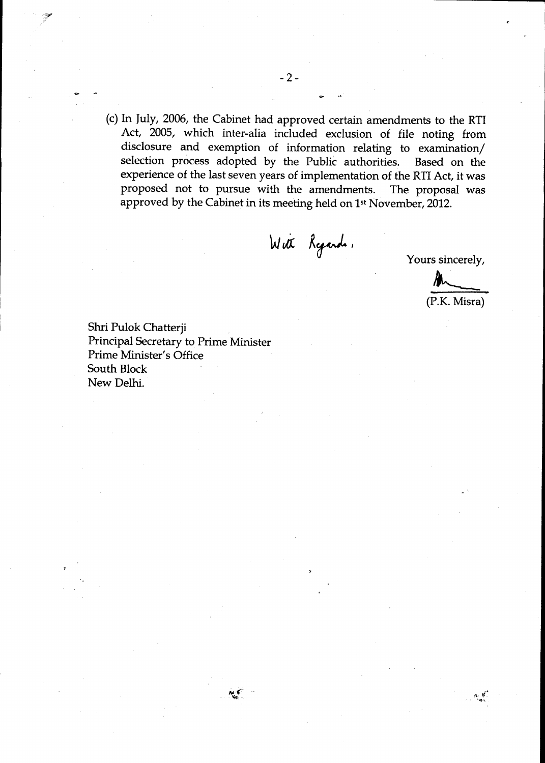(c) In July, 2006, the Cabinet had approved certain amendments to the RTI Act, 2005, which inter-alia included exclusion of file noting from disclosure and exemption of information relating to examination/ selection process adopted by the Public authorities. Based on the experience of the last seven years of implementation of the RTI Act, it was proposed not to pursue with the amendments. The proposal was approved by the Cabinet in its meeting held on 1st November, 2012.

With Regards,

Yours sincerely,

(P.K. Misra)

Shri Pulok Chatterji
Principal Secretary to Prime Minister
Prime Minister's Office
South Block
New Delhi.